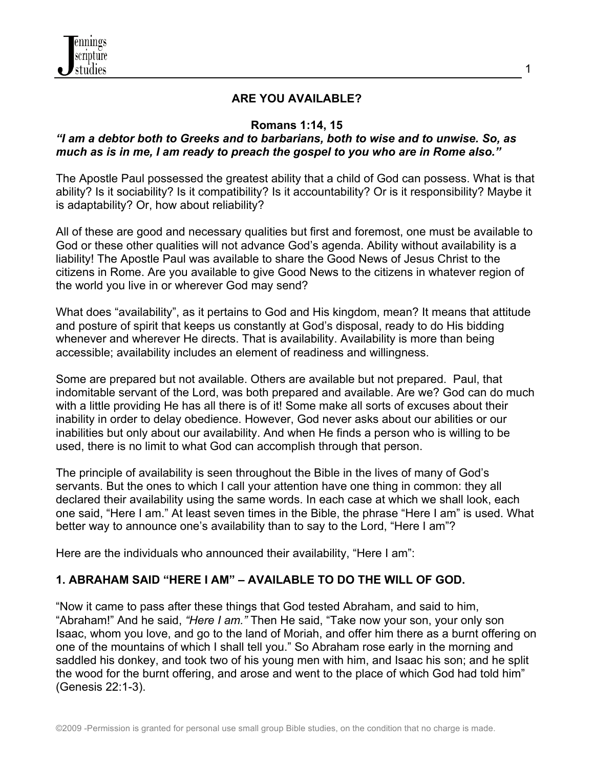# ARE YOU AVAILABLE?

**Romans 1:14, 15**

***"I am a debtor both to Greeks and to barbarians, both to wise and to unwise. So, as much as is in me, I am ready to preach the gospel to you who are in Rome also."***

The Apostle Paul possessed the greatest ability that a child of God can possess. What is that ability? Is it sociability? Is it compatibility? Is it accountability? Or is it responsibility? Maybe it is adaptability? Or, how about reliability?

All of these are good and necessary qualities but first and foremost, one must be available to God or these other qualities will not advance God's agenda. Ability without availability is a liability! The Apostle Paul was available to share the Good News of Jesus Christ to the citizens in Rome. Are you available to give Good News to the citizens in whatever region of the world you live in or wherever God may send?

What does "availability", as it pertains to God and His kingdom, mean? It means that attitude and posture of spirit that keeps us constantly at God's disposal, ready to do His bidding whenever and wherever He directs. That is availability. Availability is more than being accessible; availability includes an element of readiness and willingness.

Some are prepared but not available. Others are available but not prepared. Paul, that indomitable servant of the Lord, was both prepared and available. Are we? God can do much with a little providing He has all there is of it! Some make all sorts of excuses about their inability in order to delay obedience. However, God never asks about our abilities or our inabilities but only about our availability. And when He finds a person who is willing to be used, there is no limit to what God can accomplish through that person.

The principle of availability is seen throughout the Bible in the lives of many of God's servants. But the ones to which I call your attention have one thing in common: they all declared their availability using the same words. In each case at which we shall look, each one said, "Here I am." At least seven times in the Bible, the phrase "Here I am" is used. What better way to announce one's availability than to say to the Lord, "Here I am"?

Here are the individuals who announced their availability, "Here I am":

## 1. ABRAHAM SAID "HERE I AM" – AVAILABLE TO DO THE WILL OF GOD.

"Now it came to pass after these things that God tested Abraham, and said to him, "Abraham!" And he said, *"Here I am."* Then He said, "Take now your son, your only son Isaac, whom you love, and go to the land of Moriah, and offer him there as a burnt offering on one of the mountains of which I shall tell you." So Abraham rose early in the morning and saddled his donkey, and took two of his young men with him, and Isaac his son; and he split the wood for the burnt offering, and arose and went to the place of which God had told him" (Genesis 22:1-3).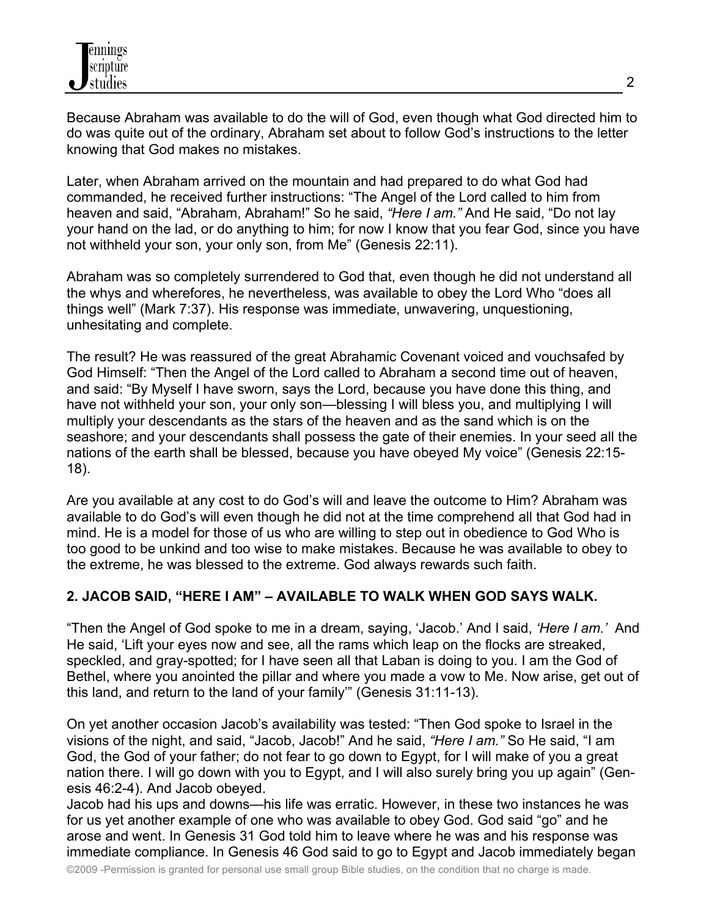Because Abraham was available to do the will of God, even though what God directed him to do was quite out of the ordinary, Abraham set about to follow God's instructions to the letter knowing that God makes no mistakes.

Later, when Abraham arrived on the mountain and had prepared to do what God had commanded, he received further instructions: "The Angel of the Lord called to him from heaven and said, "Abraham, Abraham!" So he said, *"Here I am."* And He said, "Do not lay your hand on the lad, or do anything to him; for now I know that you fear God, since you have not withheld your son, your only son, from Me" (Genesis 22:11).

Abraham was so completely surrendered to God that, even though he did not understand all the whys and wherefores, he nevertheless, was available to obey the Lord Who "does all things well" (Mark 7:37). His response was immediate, unwavering, unquestioning, unhesitating and complete.

The result? He was reassured of the great Abrahamic Covenant voiced and vouchsafed by God Himself: "Then the Angel of the Lord called to Abraham a second time out of heaven, and said: "By Myself I have sworn, says the Lord, because you have done this thing, and have not withheld your son, your only son—blessing I will bless you, and multiplying I will multiply your descendants as the stars of the heaven and as the sand which is on the seashore; and your descendants shall possess the gate of their enemies. In your seed all the nations of the earth shall be blessed, because you have obeyed My voice" (Genesis 22:15-18).

Are you available at any cost to do God's will and leave the outcome to Him? Abraham was available to do God's will even though he did not at the time comprehend all that God had in mind. He is a model for those of us who are willing to step out in obedience to God Who is too good to be unkind and too wise to make mistakes. Because he was available to obey to the extreme, he was blessed to the extreme. God always rewards such faith.

**2. JACOB SAID, "HERE I AM" – AVAILABLE TO WALK WHEN GOD SAYS WALK.**

"Then the Angel of God spoke to me in a dream, saying, 'Jacob.' And I said, *'Here I am.'* And He said, 'Lift your eyes now and see, all the rams which leap on the flocks are streaked, speckled, and gray-spotted; for I have seen all that Laban is doing to you. I am the God of Bethel, where you anointed the pillar and where you made a vow to Me. Now arise, get out of this land, and return to the land of your family'" (Genesis 31:11-13).

On yet another occasion Jacob's availability was tested: "Then God spoke to Israel in the visions of the night, and said, "Jacob, Jacob!" And he said, *"Here I am."* So He said, "I am God, the God of your father; do not fear to go down to Egypt, for I will make of you a great nation there. I will go down with you to Egypt, and I will also surely bring you up again" (Genesis 46:2-4). And Jacob obeyed.

Jacob had his ups and downs—his life was erratic. However, in these two instances he was for us yet another example of one who was available to obey God. God said "go" and he arose and went. In Genesis 31 God told him to leave where he was and his response was immediate compliance. In Genesis 46 God said to go to Egypt and Jacob immediately began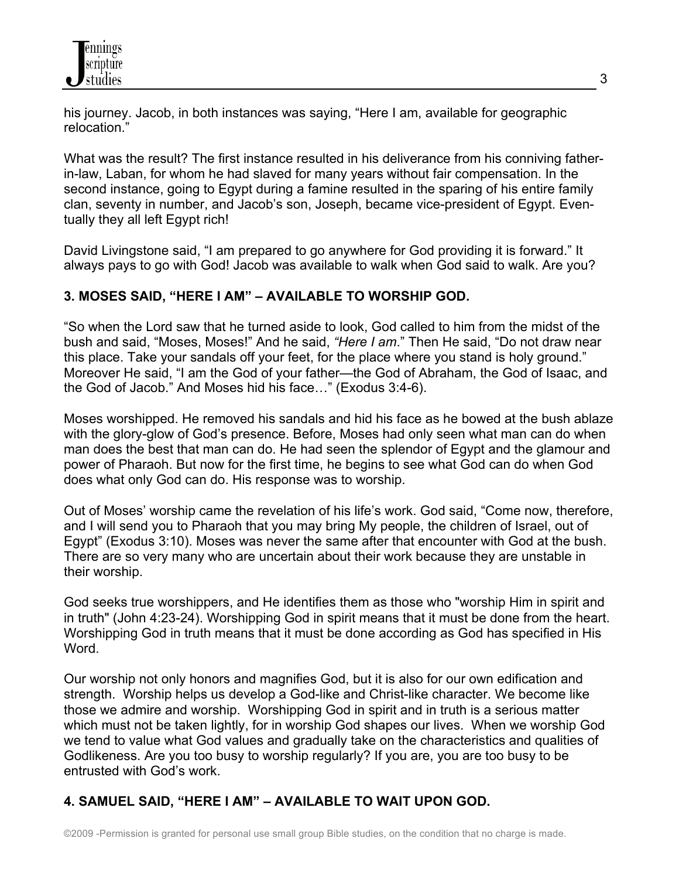his journey. Jacob, in both instances was saying, "Here I am, available for geographic relocation."

What was the result? The first instance resulted in his deliverance from his conniving father-in-law, Laban, for whom he had slaved for many years without fair compensation. In the second instance, going to Egypt during a famine resulted in the sparing of his entire family clan, seventy in number, and Jacob's son, Joseph, became vice-president of Egypt. Eventually they all left Egypt rich!

David Livingstone said, "I am prepared to go anywhere for God providing it is forward." It always pays to go with God! Jacob was available to walk when God said to walk. Are you?

## 3. MOSES SAID, "HERE I AM" – AVAILABLE TO WORSHIP GOD.

"So when the Lord saw that he turned aside to look, God called to him from the midst of the bush and said, "Moses, Moses!" And he said, *"Here I am*." Then He said, "Do not draw near this place. Take your sandals off your feet, for the place where you stand is holy ground." Moreover He said, "I am the God of your father—the God of Abraham, the God of Isaac, and the God of Jacob." And Moses hid his face…" (Exodus 3:4-6).

Moses worshipped. He removed his sandals and hid his face as he bowed at the bush ablaze with the glory-glow of God's presence. Before, Moses had only seen what man can do when man does the best that man can do. He had seen the splendor of Egypt and the glamour and power of Pharaoh. But now for the first time, he begins to see what God can do when God does what only God can do. His response was to worship.

Out of Moses' worship came the revelation of his life's work. God said, "Come now, therefore, and I will send you to Pharaoh that you may bring My people, the children of Israel, out of Egypt" (Exodus 3:10). Moses was never the same after that encounter with God at the bush. There are so very many who are uncertain about their work because they are unstable in their worship.

God seeks true worshippers, and He identifies them as those who "worship Him in spirit and in truth" (John 4:23-24). Worshipping God in spirit means that it must be done from the heart. Worshipping God in truth means that it must be done according as God has specified in His Word.

Our worship not only honors and magnifies God, but it is also for our own edification and strength. Worship helps us develop a God-like and Christ-like character. We become like those we admire and worship. Worshipping God in spirit and in truth is a serious matter which must not be taken lightly, for in worship God shapes our lives. When we worship God we tend to value what God values and gradually take on the characteristics and qualities of Godlikeness. Are you too busy to worship regularly? If you are, you are too busy to be entrusted with God's work.

## 4. SAMUEL SAID, "HERE I AM" – AVAILABLE TO WAIT UPON GOD.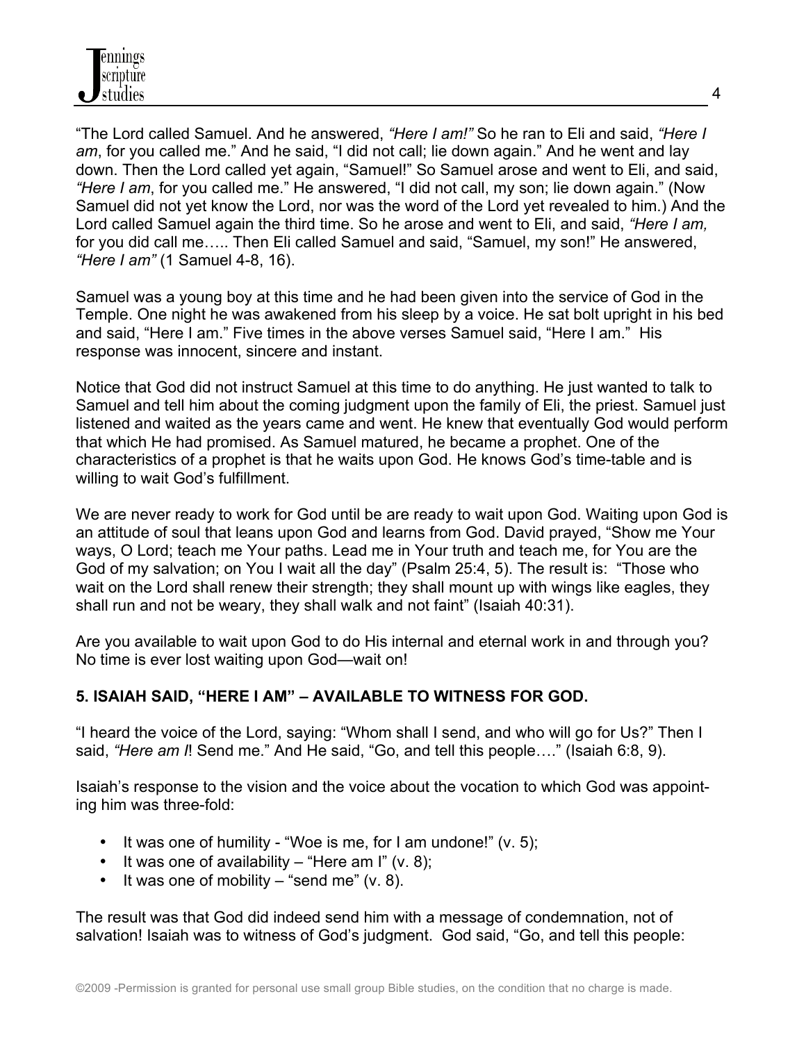"The Lord called Samuel. And he answered, *"Here I am!"* So he ran to Eli and said, *"Here I am*, for you called me." And he said, "I did not call; lie down again." And he went and lay down. Then the Lord called yet again, "Samuel!" So Samuel arose and went to Eli, and said, *"Here I am*, for you called me." He answered, "I did not call, my son; lie down again." (Now Samuel did not yet know the Lord, nor was the word of the Lord yet revealed to him.) And the Lord called Samuel again the third time. So he arose and went to Eli, and said, *"Here I am,* for you did call me….. Then Eli called Samuel and said, "Samuel, my son!" He answered, *"Here I am"* (1 Samuel 4-8, 16).

Samuel was a young boy at this time and he had been given into the service of God in the Temple. One night he was awakened from his sleep by a voice. He sat bolt upright in his bed and said, "Here I am." Five times in the above verses Samuel said, "Here I am." His response was innocent, sincere and instant.

Notice that God did not instruct Samuel at this time to do anything. He just wanted to talk to Samuel and tell him about the coming judgment upon the family of Eli, the priest. Samuel just listened and waited as the years came and went. He knew that eventually God would perform that which He had promised. As Samuel matured, he became a prophet. One of the characteristics of a prophet is that he waits upon God. He knows God's time-table and is willing to wait God's fulfillment.

We are never ready to work for God until be are ready to wait upon God. Waiting upon God is an attitude of soul that leans upon God and learns from God. David prayed, "Show me Your ways, O Lord; teach me Your paths. Lead me in Your truth and teach me, for You are the God of my salvation; on You I wait all the day" (Psalm 25:4, 5). The result is: "Those who wait on the Lord shall renew their strength; they shall mount up with wings like eagles, they shall run and not be weary, they shall walk and not faint" (Isaiah 40:31).

Are you available to wait upon God to do His internal and eternal work in and through you? No time is ever lost waiting upon God—wait on!

**5. ISAIAH SAID, "HERE I AM" – AVAILABLE TO WITNESS FOR GOD.**

"I heard the voice of the Lord, saying: "Whom shall I send, and who will go for Us?" Then I said, *"Here am I*! Send me." And He said, "Go, and tell this people…." (Isaiah 6:8, 9).

Isaiah's response to the vision and the voice about the vocation to which God was appointing him was three-fold:

- It was one of humility - "Woe is me, for I am undone!" (v. 5);
- It was one of availability – "Here am I" (v. 8);
- It was one of mobility – "send me" (v. 8).

The result was that God did indeed send him with a message of condemnation, not of salvation! Isaiah was to witness of God's judgment. God said, "Go, and tell this people: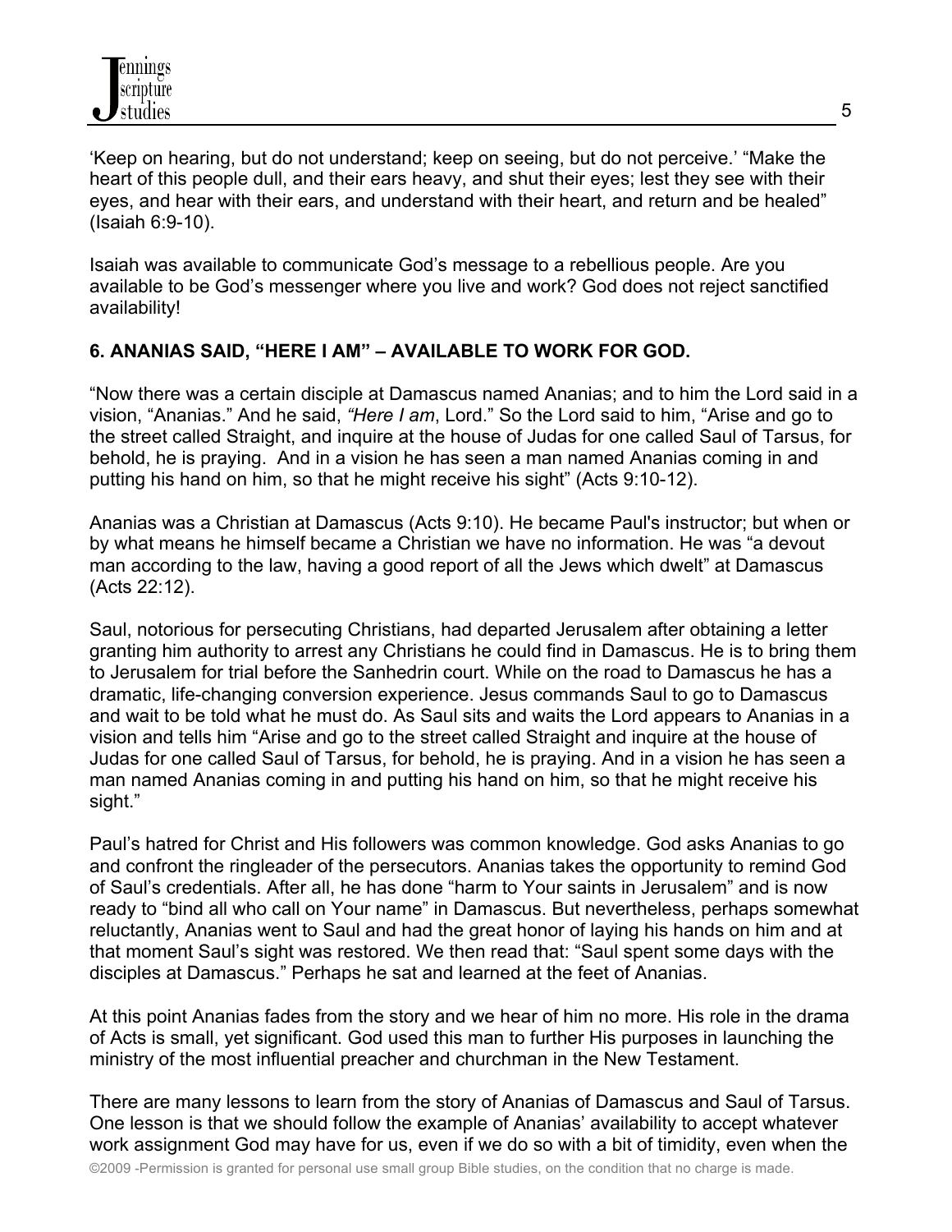'Keep on hearing, but do not understand; keep on seeing, but do not perceive.' "Make the heart of this people dull, and their ears heavy, and shut their eyes; lest they see with their eyes, and hear with their ears, and understand with their heart, and return and be healed" (Isaiah 6:9-10).

Isaiah was available to communicate God's message to a rebellious people. Are you available to be God's messenger where you live and work? God does not reject sanctified availability!

**6. ANANIAS SAID, "HERE I AM" – AVAILABLE TO WORK FOR GOD.**

"Now there was a certain disciple at Damascus named Ananias; and to him the Lord said in a vision, "Ananias." And he said, *"Here I am*, Lord." So the Lord said to him, "Arise and go to the street called Straight, and inquire at the house of Judas for one called Saul of Tarsus, for behold, he is praying. And in a vision he has seen a man named Ananias coming in and putting his hand on him, so that he might receive his sight" (Acts 9:10-12).

Ananias was a Christian at Damascus (Acts 9:10). He became Paul's instructor; but when or by what means he himself became a Christian we have no information. He was "a devout man according to the law, having a good report of all the Jews which dwelt" at Damascus (Acts 22:12).

Saul, notorious for persecuting Christians, had departed Jerusalem after obtaining a letter granting him authority to arrest any Christians he could find in Damascus. He is to bring them to Jerusalem for trial before the Sanhedrin court. While on the road to Damascus he has a dramatic, life-changing conversion experience. Jesus commands Saul to go to Damascus and wait to be told what he must do. As Saul sits and waits the Lord appears to Ananias in a vision and tells him "Arise and go to the street called Straight and inquire at the house of Judas for one called Saul of Tarsus, for behold, he is praying. And in a vision he has seen a man named Ananias coming in and putting his hand on him, so that he might receive his sight."

Paul's hatred for Christ and His followers was common knowledge. God asks Ananias to go and confront the ringleader of the persecutors. Ananias takes the opportunity to remind God of Saul's credentials. After all, he has done "harm to Your saints in Jerusalem" and is now ready to "bind all who call on Your name" in Damascus. But nevertheless, perhaps somewhat reluctantly, Ananias went to Saul and had the great honor of laying his hands on him and at that moment Saul's sight was restored. We then read that: "Saul spent some days with the disciples at Damascus." Perhaps he sat and learned at the feet of Ananias.

At this point Ananias fades from the story and we hear of him no more. His role in the drama of Acts is small, yet significant. God used this man to further His purposes in launching the ministry of the most influential preacher and churchman in the New Testament.

There are many lessons to learn from the story of Ananias of Damascus and Saul of Tarsus. One lesson is that we should follow the example of Ananias' availability to accept whatever work assignment God may have for us, even if we do so with a bit of timidity, even when the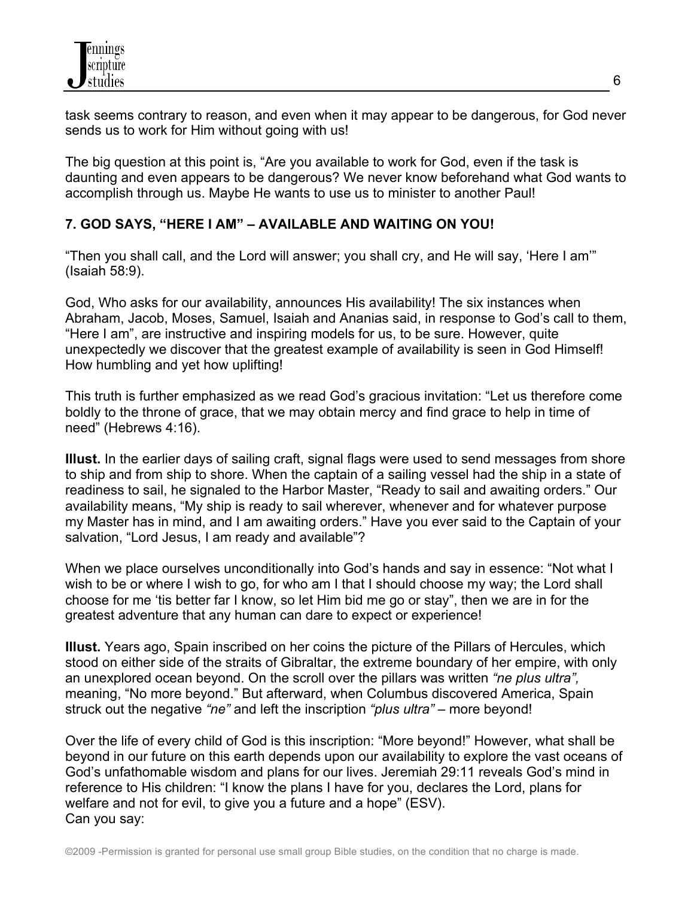task seems contrary to reason, and even when it may appear to be dangerous, for God never sends us to work for Him without going with us!

The big question at this point is, "Are you available to work for God, even if the task is daunting and even appears to be dangerous? We never know beforehand what God wants to accomplish through us. Maybe He wants to use us to minister to another Paul!

**7. GOD SAYS, "HERE I AM" – AVAILABLE AND WAITING ON YOU!**

"Then you shall call, and the Lord will answer; you shall cry, and He will say, 'Here I am'" (Isaiah 58:9).

God, Who asks for our availability, announces His availability! The six instances when Abraham, Jacob, Moses, Samuel, Isaiah and Ananias said, in response to God's call to them, "Here I am", are instructive and inspiring models for us, to be sure. However, quite unexpectedly we discover that the greatest example of availability is seen in God Himself! How humbling and yet how uplifting!

This truth is further emphasized as we read God's gracious invitation: "Let us therefore come boldly to the throne of grace, that we may obtain mercy and find grace to help in time of need" (Hebrews 4:16).

**Illust.** In the earlier days of sailing craft, signal flags were used to send messages from shore to ship and from ship to shore. When the captain of a sailing vessel had the ship in a state of readiness to sail, he signaled to the Harbor Master, "Ready to sail and awaiting orders." Our availability means, "My ship is ready to sail wherever, whenever and for whatever purpose my Master has in mind, and I am awaiting orders." Have you ever said to the Captain of your salvation, "Lord Jesus, I am ready and available"?

When we place ourselves unconditionally into God's hands and say in essence: "Not what I wish to be or where I wish to go, for who am I that I should choose my way; the Lord shall choose for me 'tis better far I know, so let Him bid me go or stay", then we are in for the greatest adventure that any human can dare to expect or experience!

**Illust.** Years ago, Spain inscribed on her coins the picture of the Pillars of Hercules, which stood on either side of the straits of Gibraltar, the extreme boundary of her empire, with only an unexplored ocean beyond. On the scroll over the pillars was written *"ne plus ultra",* meaning, "No more beyond." But afterward, when Columbus discovered America, Spain struck out the negative *"ne"* and left the inscription *"plus ultra"* – more beyond!

Over the life of every child of God is this inscription: "More beyond!" However, what shall be beyond in our future on this earth depends upon our availability to explore the vast oceans of God's unfathomable wisdom and plans for our lives. Jeremiah 29:11 reveals God's mind in reference to His children: "I know the plans I have for you, declares the Lord, plans for welfare and not for evil, to give you a future and a hope" (ESV).
Can you say: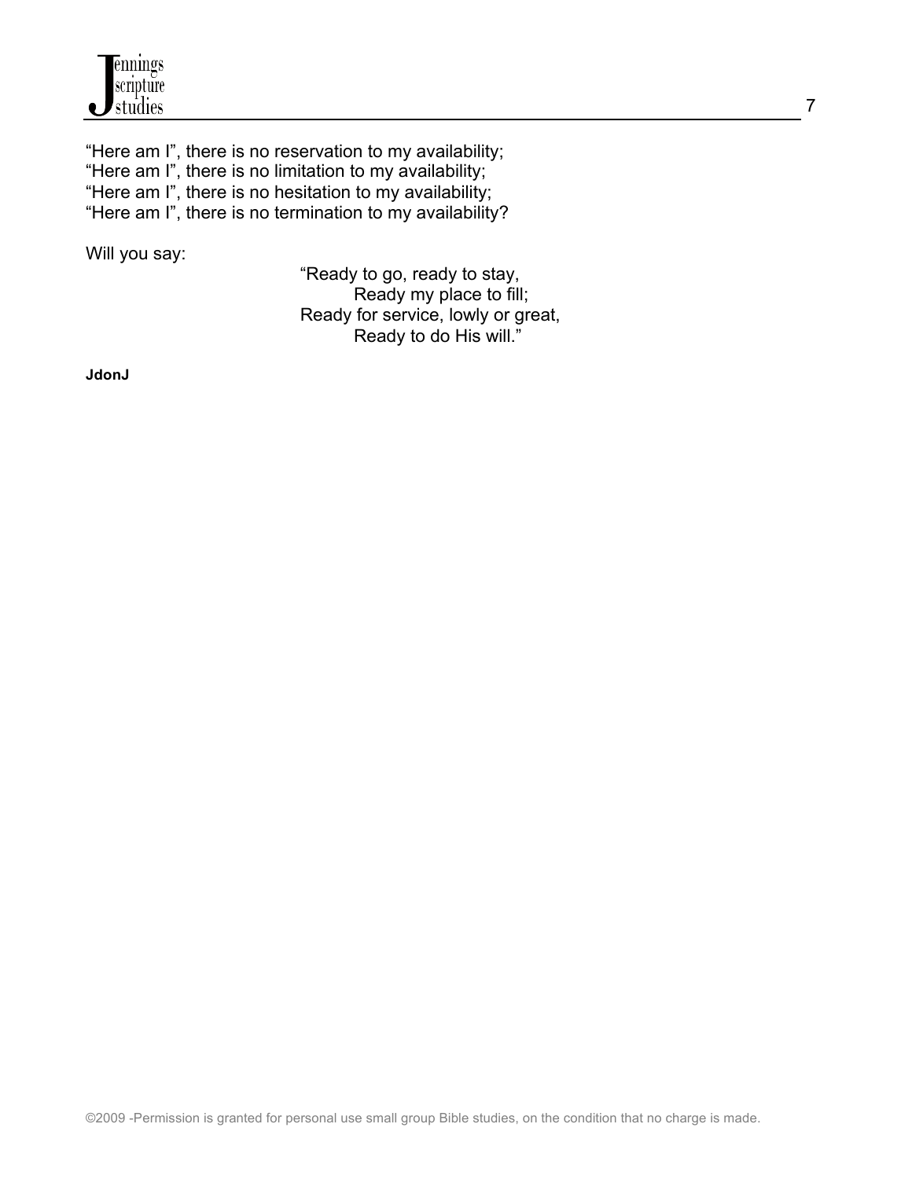"Here am I", there is no reservation to my availability;
"Here am I", there is no limitation to my availability;
"Here am I", there is no hesitation to my availability;
"Here am I", there is no termination to my availability?

Will you say:

> "Ready to go, ready to stay,
> Ready my place to fill;
> Ready for service, lowly or great,
> Ready to do His will."

**JdonJ**

©2009 -Permission is granted for personal use small group Bible studies, on the condition that no charge is made.